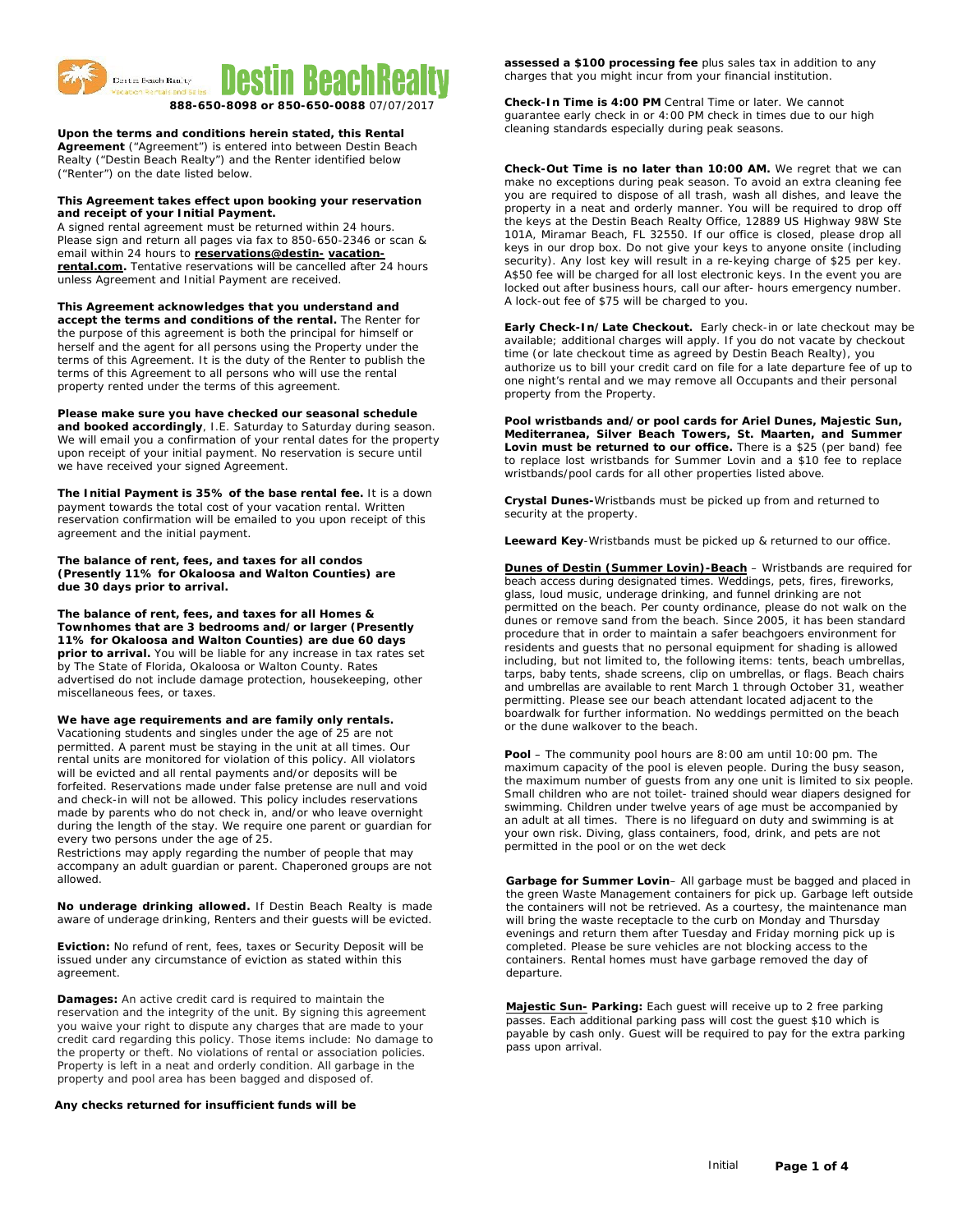# Destin BeachRealty

**888-650-8098 or 850-650-0088** 07/07/2017

**Upon the terms and conditions herein stated, this Rental Agreement** ("Agreement") is entered into between Destin Beach Realty ("Destin Beach Realty") and the Renter identified below ("Renter") on the date listed below.

**This Agreement takes effect upon booking your reservation and receipt of your Initial Payment.**
A signed rental agreement must be returned within 24 hours. Please sign and return all pages via fax to 850-650-2346 or scan & email within 24 hours to **reservations@destin- vacation-rental.com.** Tentative reservations will be cancelled after 24 hours unless Agreement and Initial Payment are received.

**This Agreement acknowledges that you understand and accept the terms and conditions of the rental.** The Renter for the purpose of this agreement is both the principal for himself or herself and the agent for all persons using the Property under the terms of this Agreement. It is the duty of the Renter to publish the terms of this Agreement to all persons who will use the rental property rented under the terms of this agreement.

**Please make sure you have checked our seasonal schedule and booked accordingly**, I.E. Saturday to Saturday during season. We will email you a confirmation of your rental dates for the property upon receipt of your initial payment. No reservation is secure until we have received your signed Agreement.

**The Initial Payment is 35% of the base rental fee.** It is a down payment towards the total cost of your vacation rental. Written reservation confirmation will be emailed to you upon receipt of this agreement and the initial payment.

**The balance of rent, fees, and taxes for all condos (Presently 11% for Okaloosa and Walton Counties) are due 30 days prior to arrival.**

**The balance of rent, fees, and taxes for all Homes & Townhomes that are 3 bedrooms and/or larger (Presently 11% for Okaloosa and Walton Counties) are due 60 days prior to arrival.** You will be liable for any increase in tax rates set by The State of Florida, Okaloosa or Walton County. Rates advertised do not include damage protection, housekeeping, other miscellaneous fees, or taxes.

**We have age requirements and are family only rentals.**
Vacationing students and singles under the age of 25 are not permitted. A parent must be staying in the unit at all times. Our rental units are monitored for violation of this policy. All violators will be evicted and all rental payments and/or deposits will be forfeited. Reservations made under false pretense are null and void and check-in will not be allowed. This policy includes reservations made by parents who do not check in, and/or who leave overnight during the length of the stay. We require one parent or guardian for every two persons under the age of 25.
Restrictions may apply regarding the number of people that may accompany an adult guardian or parent. Chaperoned groups are not allowed.

**No underage drinking allowed.** If Destin Beach Realty is made aware of underage drinking, Renters and their guests will be evicted.

**Eviction:** No refund of rent, fees, taxes or Security Deposit will be issued under any circumstance of eviction as stated within this agreement.

**Damages:** An active credit card is required to maintain the reservation and the integrity of the unit. By signing this agreement you waive your right to dispute any charges that are made to your credit card regarding this policy. Those items include: No damage to the property or theft. No violations of rental or association policies. Property is left in a neat and orderly condition. All garbage in the property and pool area has been bagged and disposed of.

**Any checks returned for insufficient funds will be assessed a $100 processing fee** plus sales tax in addition to any charges that you might incur from your financial institution.

**Check-In Time is 4:00 PM** Central Time or later. We cannot guarantee early check in or 4:00 PM check in times due to our high cleaning standards especially during peak seasons.

**Check-Out Time is no later than 10:00 AM.** We regret that we can make no exceptions during peak season. To avoid an extra cleaning fee you are required to dispose of all trash, wash all dishes, and leave the property in a neat and orderly manner. You will be required to drop off the keys at the Destin Beach Realty Office, 12889 US Highway 98W Ste 101A, Miramar Beach, FL 32550. If our office is closed, please drop all keys in our drop box. Do not give your keys to anyone onsite (including security). Any lost key will result in a re-keying charge of $25 per key. A$50 fee will be charged for all lost electronic keys. In the event you are locked out after business hours, call our after- hours emergency number. A lock-out fee of $75 will be charged to you.

**Early Check-In/Late Checkout.** Early check-in or late checkout may be available; additional charges will apply. If you do not vacate by checkout time (or late checkout time as agreed by Destin Beach Realty), you authorize us to bill your credit card on file for a late departure fee of up to one night's rental and we may remove all Occupants and their personal property from the Property.

**Pool wristbands and/or pool cards for Ariel Dunes, Majestic Sun, Mediterranea, Silver Beach Towers, St. Maarten, and Summer Lovin must be returned to our office.** There is a $25 (per band) fee to replace lost wristbands for Summer Lovin and a $10 fee to replace wristbands/pool cards for all other properties listed above.

**Crystal Dunes-**Wristbands must be picked up from and returned to security at the property.

**Leeward Key**-Wristbands must be picked up & returned to our office.

**Dunes of Destin (Summer Lovin)-Beach** – Wristbands are required for beach access during designated times. Weddings, pets, fires, fireworks, glass, loud music, underage drinking, and funnel drinking are not permitted on the beach. Per county ordinance, please do not walk on the dunes or remove sand from the beach. Since 2005, it has been standard procedure that in order to maintain a safer beachgoers environment for residents and guests that no personal equipment for shading is allowed including, but not limited to, the following items: tents, beach umbrellas, tarps, baby tents, shade screens, clip on umbrellas, or flags. Beach chairs and umbrellas are available to rent March 1 through October 31, weather permitting. Please see our beach attendant located adjacent to the boardwalk for further information. No weddings permitted on the beach or the dune walkover to the beach.

**Pool** – The community pool hours are 8:00 am until 10:00 pm. The maximum capacity of the pool is eleven people. During the busy season, the maximum number of guests from any one unit is limited to six people. Small children who are not toilet- trained should wear diapers designed for swimming. Children under twelve years of age must be accompanied by an adult at all times. There is no lifeguard on duty and swimming is at your own risk. Diving, glass containers, food, drink, and pets are not permitted in the pool or on the wet deck

**Garbage for Summer Lovin**– All garbage must be bagged and placed in the green Waste Management containers for pick up. Garbage left outside the containers will not be retrieved. As a courtesy, the maintenance man will bring the waste receptacle to the curb on Monday and Thursday evenings and return them after Tuesday and Friday morning pick up is completed. Please be sure vehicles are not blocking access to the containers. Rental homes must have garbage removed the day of departure.

**Majestic Sun- Parking:** Each guest will receive up to 2 free parking passes. Each additional parking pass will cost the guest $10 which is payable by cash only. Guest will be required to pay for the extra parking pass upon arrival.

Initial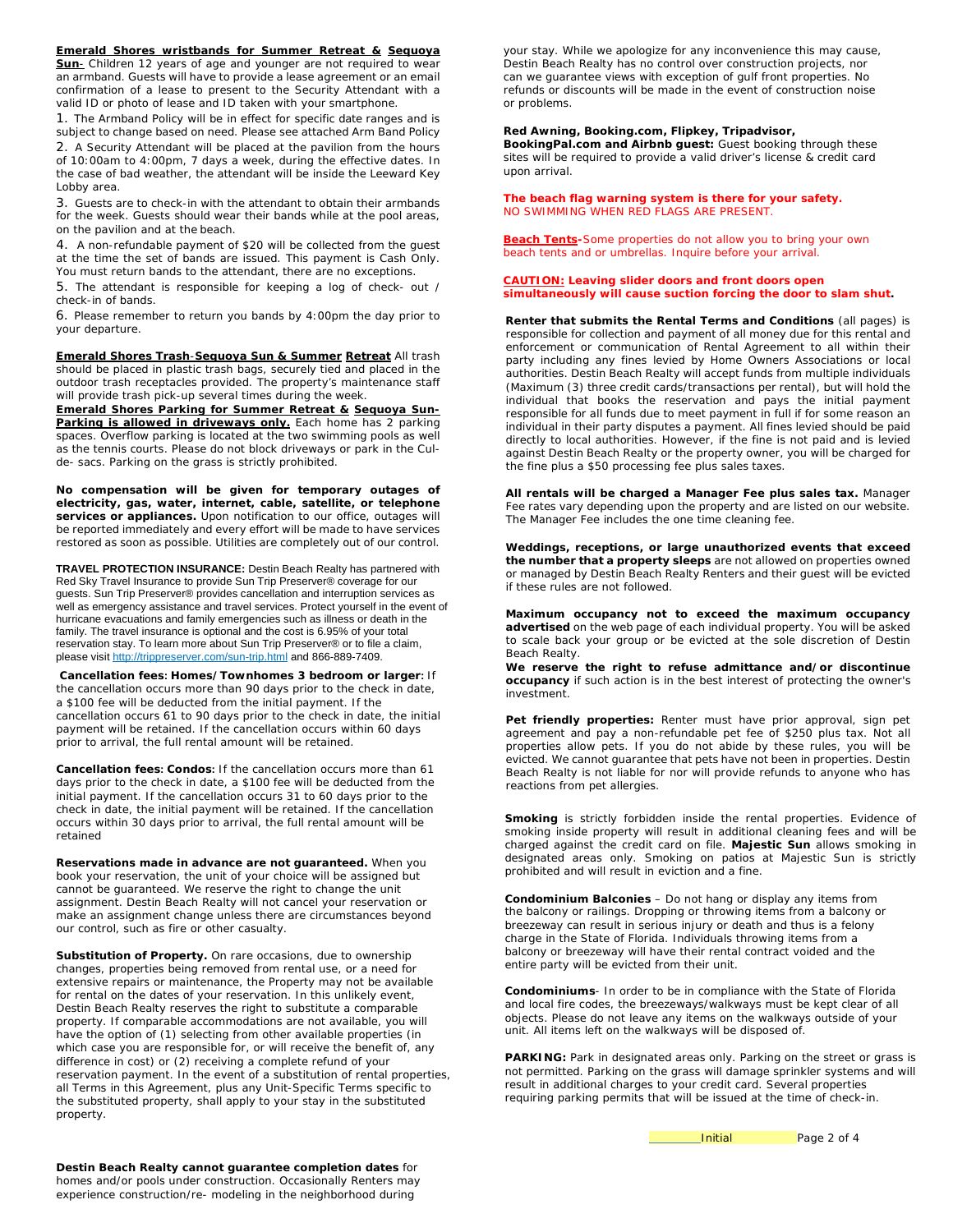**Emerald Shores wristbands for Summer Retreat & Sequoya Sun-** Children 12 years of age and younger are not required to wear an armband. Guests will have to provide a lease agreement or an email confirmation of a lease to present to the Security Attendant with a valid ID or photo of lease and ID taken with your smartphone.

1. The Armband Policy will be in effect for specific date ranges and is subject to change based on need. Please see attached Arm Band Policy
2. A Security Attendant will be placed at the pavilion from the hours of 10:00am to 4:00pm, 7 days a week, during the effective dates. In the case of bad weather, the attendant will be inside the Leeward Key Lobby area.
3. Guests are to check-in with the attendant to obtain their armbands for the week. Guests should wear their bands while at the pool areas, on the pavilion and at the beach.
4. A non-refundable payment of $20 will be collected from the guest at the time the set of bands are issued. This payment is Cash Only. You must return bands to the attendant, there are no exceptions.
5. The attendant is responsible for keeping a log of check- out / check-in of bands.
6. Please remember to return you bands by 4:00pm the day prior to your departure.

**Emerald Shores Trash-Sequoya Sun & Summer Retreat** All trash should be placed in plastic trash bags, securely tied and placed in the outdoor trash receptacles provided. The property's maintenance staff will provide trash pick-up several times during the week.

**Emerald Shores Parking for Summer Retreat & Sequoya Sun- Parking is allowed in driveways only.** Each home has 2 parking spaces. Overflow parking is located at the two swimming pools as well as the tennis courts. Please do not block driveways or park in the Cul-de- sacs. Parking on the grass is strictly prohibited.

**No compensation will be given for temporary outages of electricity, gas, water, internet, cable, satellite, or telephone services or appliances.** Upon notification to our office, outages will be reported immediately and every effort will be made to have services restored as soon as possible. Utilities are completely out of our control.

**TRAVEL PROTECTION INSURANCE:** Destin Beach Realty has partnered with Red Sky Travel Insurance to provide Sun Trip Preserver® coverage for our guests. Sun Trip Preserver® provides cancellation and interruption services as well as emergency assistance and travel services. Protect yourself in the event of hurricane evacuations and family emergencies such as illness or death in the family. The travel insurance is optional and the cost is 6.95% of your total reservation stay. To learn more about Sun Trip Preserver® or to file a claim, please visit http://trippreserver.com/sun-trip.html and 866-889-7409.

**Cancellation fees: Homes/Townhomes 3 bedroom or larger:** If the cancellation occurs more than 90 days prior to the check in date, a $100 fee will be deducted from the initial payment. If the cancellation occurs 61 to 90 days prior to the check in date, the initial payment will be retained. If the cancellation occurs within 60 days prior to arrival, the full rental amount will be retained.

**Cancellation fees: Condos:** If the cancellation occurs more than 61 days prior to the check in date, a $100 fee will be deducted from the initial payment. If the cancellation occurs 31 to 60 days prior to the check in date, the initial payment will be retained. If the cancellation occurs within 30 days prior to arrival, the full rental amount will be retained

**Reservations made in advance are not guaranteed.** When you book your reservation, the unit of your choice will be assigned but cannot be guaranteed. We reserve the right to change the unit assignment. Destin Beach Realty will not cancel your reservation or make an assignment change unless there are circumstances beyond our control, such as fire or other casualty.

**Substitution of Property.** On rare occasions, due to ownership changes, properties being removed from rental use, or a need for extensive repairs or maintenance, the Property may not be available for rental on the dates of your reservation. In this unlikely event, Destin Beach Realty reserves the right to substitute a comparable property. If comparable accommodations are not available, you will have the option of (1) selecting from other available properties (in which case you are responsible for, or will receive the benefit of, any difference in cost) or (2) receiving a complete refund of your reservation payment. In the event of a substitution of rental properties, all Terms in this Agreement, plus any Unit-Specific Terms specific to the substituted property, shall apply to your stay in the substituted property.

**Destin Beach Realty cannot guarantee completion dates** for homes and/or pools under construction. Occasionally Renters may experience construction/re- modeling in the neighborhood during your stay. While we apologize for any inconvenience this may cause, Destin Beach Realty has no control over construction projects, nor can we guarantee views with exception of gulf front properties. No refunds or discounts will be made in the event of construction noise or problems.

**Red Awning, Booking.com, Flipkey, Tripadvisor, BookingPal.com and Airbnb guest:** Guest booking through these sites will be required to provide a valid driver's license & credit card upon arrival.

**The beach flag warning system is there for your safety.** NO SWIMMING WHEN RED FLAGS ARE PRESENT.

**Beach Tents-**Some properties do not allow you to bring your own beach tents and or umbrellas. Inquire before your arrival.

**CAUTION: Leaving slider doors and front doors open simultaneously will cause suction forcing the door to slam shut.**

**Renter that submits the Rental Terms and Conditions** (all pages) is responsible for collection and payment of all money due for this rental and enforcement or communication of Rental Agreement to all within their party including any fines levied by Home Owners Associations or local authorities. Destin Beach Realty will accept funds from multiple individuals (Maximum (3) three credit cards/transactions per rental), but will hold the individual that books the reservation and pays the initial payment responsible for all funds due to meet payment in full if for some reason an individual in their party disputes a payment. All fines levied should be paid directly to local authorities. However, if the fine is not paid and is levied against Destin Beach Realty or the property owner, you will be charged for the fine plus a $50 processing fee plus sales taxes.

**All rentals will be charged a Manager Fee plus sales tax.** Manager Fee rates vary depending upon the property and are listed on our website. The Manager Fee includes the one time cleaning fee.

**Weddings, receptions, or large unauthorized events that exceed the number that a property sleeps** are not allowed on properties owned or managed by Destin Beach Realty Renters and their guest will be evicted if these rules are not followed.

**Maximum occupancy not to exceed the maximum occupancy advertised** on the web page of each individual property. You will be asked to scale back your group or be evicted at the sole discretion of Destin Beach Realty.

**We reserve the right to refuse admittance and/or discontinue occupancy** if such action is in the best interest of protecting the owner's investment.

**Pet friendly properties:** Renter must have prior approval, sign pet agreement and pay a non-refundable pet fee of $250 plus tax. Not all properties allow pets. If you do not abide by these rules, you will be evicted. We cannot guarantee that pets have not been in properties. Destin Beach Realty is not liable for nor will provide refunds to anyone who has reactions from pet allergies.

**Smoking** is strictly forbidden inside the rental properties. Evidence of smoking inside property will result in additional cleaning fees and will be charged against the credit card on file. **Majestic Sun** allows smoking in designated areas only. Smoking on patios at Majestic Sun is strictly prohibited and will result in eviction and a fine.

**Condominium Balconies** – Do not hang or display any items from the balcony or railings. Dropping or throwing items from a balcony or breezeway can result in serious injury or death and thus is a felony charge in the State of Florida. Individuals throwing items from a balcony or breezeway will have their rental contract voided and the entire party will be evicted from their unit.

**Condominiums**- In order to be in compliance with the State of Florida and local fire codes, the breezeways/walkways must be kept clear of all objects. Please do not leave any items on the walkways outside of your unit. All items left on the walkways will be disposed of.

**PARKING:** Park in designated areas only. Parking on the street or grass is not permitted. Parking on the grass will damage sprinkler systems and will result in additional charges to your credit card. Several properties requiring parking permits that will be issued at the time of check-in.

________Initial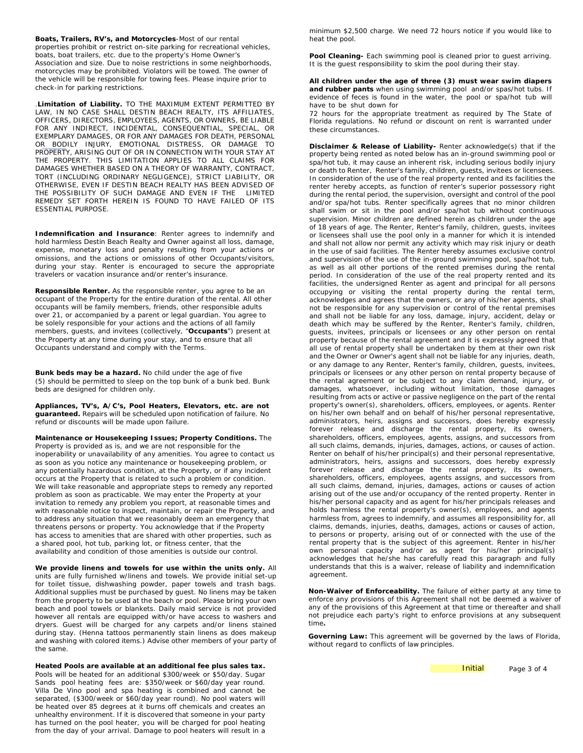**Boats, Trailers, RV's, and Motorcycles**-Most of our rental properties prohibit or restrict on-site parking for recreational vehicles, boats, boat trailers, etc. due to the property's Home Owner's Association and size. Due to noise restrictions in some neighborhoods, motorcycles may be prohibited. Violators will be towed. The owner of the vehicle will be responsible for towing fees. Please inquire prior to check-in for parking restrictions.

.**Limitation of Liability.** TO THE MAXIMUM EXTENT PERMITTED BY LAW, IN NO CASE SHALL DESTIN BEACH REALTY, ITS AFFILIATES, OFFICERS, DIRECTORS, EMPLOYEES, AGENTS, OR OWNERS, BE LIABLE FOR ANY INDIRECT, INCIDENTAL, CONSEQUENTIAL, SPECIAL, OR EXEMPLARY DAMAGES, OR FOR ANY DAMAGES FOR DEATH, PERSONAL OR BODILY INJURY, EMOTIONAL DISTRESS, OR DAMAGE TO PROPERTY, ARISING OUT OF OR IN CONNECTION WITH YOUR STAY AT THE PROPERTY. THIS LIMITATION APPLIES TO ALL CLAIMS FOR DAMAGES WHETHER BASED ON A THEORY OF WARRANTY, CONTRACT, TORT (INCLUDING ORDINARY NEGLIGENCE), STRICT LIABILITY, OR OTHERWISE, EVEN IF DESTIN BEACH REALTY HAS BEEN ADVISED OF THE POSSIBILITY OF SUCH DAMAGE AND EVEN IF THE LIMITED REMEDY SET FORTH HEREIN IS FOUND TO HAVE FAILED OF ITS ESSENTIAL PURPOSE.

**Indemnification and Insurance**: Renter agrees to indemnify and hold harmless Destin Beach Realty and Owner against all loss, damage, expense, monetary loss and penalty resulting from your actions or omissions, and the actions or omissions of other Occupants/visitors, during your stay. Renter is encouraged to secure the appropriate travelers or vacation insurance and/or renter's insurance.

**Responsible Renter.** As the responsible renter, you agree to be an occupant of the Property for the entire duration of the rental. All other occupants will be family members, friends, other responsible adults over 21, or accompanied by a parent or legal guardian. You agree to be solely responsible for your actions and the actions of all family members, guests, and invitees (collectively, "**Occupants**") present at the Property at any time during your stay, and to ensure that all Occupants understand and comply with the Terms.

**Bunk beds may be a hazard.** No child under the age of five (5) should be permitted to sleep on the top bunk of a bunk bed. Bunk beds are designed for children only.

**Appliances, TV's, A/C's, Pool Heaters, Elevators, etc. are not guaranteed.** Repairs will be scheduled upon notification of failure. No refund or discounts will be made upon failure.

**Maintenance or Housekeeping Issues; Property Conditions.** The Property is provided as is, and we are not responsible for the inoperability or unavailability of any amenities. You agree to contact us as soon as you notice any maintenance or housekeeping problem, or any potentially hazardous condition, at the Property, or if any incident occurs at the Property that is related to such a problem or condition. We will take reasonable and appropriate steps to remedy any reported problem as soon as practicable. We may enter the Property at your invitation to remedy any problem you report, at reasonable times and with reasonable notice to inspect, maintain, or repair the Property, and to address any situation that we reasonably deem an emergency that threatens persons or property. You acknowledge that if the Property has access to amenities that are shared with other properties, such as a shared pool, hot tub, parking lot, or fitness center, that the availability and condition of those amenities is outside our control.

**We provide linens and towels for use within the units only.** All units are fully furnished w/linens and towels. We provide initial set-up for toilet tissue, dishwashing powder, paper towels and trash bags. Additional supplies must be purchased by guest. No linens may be taken from the property to be used at the beach or pool. Please bring your own beach and pool towels or blankets. Daily maid service is not provided however all rentals are equipped with/or have access to washers and dryers. Guest will be charged for any carpets and/or linens stained during stay. (Henna tattoos permanently stain linens as does makeup and washing with colored items.) Advise other members of your party of the same.

**Heated Pools are available at an additional fee plus sales tax.** Pools will be heated for an additional $300/week or $50/day. Sugar Sands pool heating fees are: $350/week or $60/day year round. Villa De Vino pool and spa heating is combined and cannot be separated, ($300/week or $60/day year round). No pool waters will be heated over 85 degrees at it burns off chemicals and creates an unhealthy environment. If it is discovered that someone in your party has turned on the pool heater, you will be charged for pool heating from the day of your arrival. Damage to pool heaters will result in a minimum $2,500 charge. We need 72 hours notice if you would like to heat the pool.

**Pool Cleaning-** Each swimming pool is cleaned prior to guest arriving. It is the guest responsibility to skim the pool during their stay.

**All children under the age of three (3) must wear swim diapers and rubber pants** when using swimming pool and/or spas/hot tubs. If evidence of feces is found in the water, the pool or spa/hot tub will have to be shut down for 72 hours for the appropriate treatment as required by The State of Florida regulations. No refund or discount on rent is warranted under these circumstances.

**Disclaimer & Release of Liability-** Renter acknowledge(s) that if the property being rented as noted below has an in-ground swimming pool or spa/hot tub, it may cause an inherent risk, including serious bodily injury or death to Renter, Renter's family, children, guests, invitees or licensees. In consideration of the use of the real property rented and its facilities the renter hereby accepts, as function of renter's superior possessory right during the rental period, the supervision, oversight and control of the pool and/or spa/hot tubs. Renter specifically agrees that no minor children shall swim or sit in the pool and/or spa/hot tub without continuous supervision. Minor children are defined herein as children under the age of 18 years of age. The Renter, Renter's family, children, guests, invitees or licensees shall use the pool only in a manner for which it is intended and shall not allow nor permit any activity which may risk injury or death in the use of said facilities. The Renter hereby assumes exclusive control and supervision of the use of the in-ground swimming pool, spa/hot tub, as well as all other portions of the rented premises during the rental period. In consideration of the use of the real property rented and its facilities, the undersigned Renter as agent and principal for all persons occupying or visiting the rental property during the rental term, acknowledges and agrees that the owners, or any of his/her agents, shall not be responsible for any supervision or control of the rental premises and shall not be liable for any loss, damage, injury, accident, delay or death which may be suffered by the Renter, Renter's family, children, guests, invitees, principals or licensees or any other person on rental property because of the rental agreement and it is expressly agreed that all use of rental property shall be undertaken by them at their own risk and the Owner or Owner's agent shall not be liable for any injuries, death, or any damage to any Renter, Renter's family, children, guests, invitees, principals or licensees or any other person on rental property because of the rental agreement or be subject to any claim demand, injury, or damages, whatsoever, including without limitation, those damages resulting from acts or active or passive negligence on the part of the rental property's owner(s), shareholders, officers, employees, or agents. Renter on his/her own behalf and on behalf of his/her personal representative, administrators, heirs, assigns and successors, does hereby expressly forever release and discharge the rental property, its owners, shareholders, officers, employees, agents, assigns, and successors from all such claims, demands, injuries, damages, actions, or causes of action. Renter on behalf of his/her principal(s) and their personal representative, administrators, heirs, assigns and successors, does hereby expressly forever release and discharge the rental property, its owners, shareholders, officers, employees, agents assigns, and successors from all such claims, demand, injuries, damages, actions or causes of action arising out of the use and/or occupancy of the rented property. Renter in his/her personal capacity and as agent for his/her principals releases and holds harmless the rental property's owner(s), employees, and agents harmless from, agrees to indemnify, and assumes all responsibility for, all claims, demands, injuries, deaths, damages, actions or causes of action, to persons or property, arising out of or connected with the use of the rental property that is the subject of this agreement. Renter in his/her own personal capacity and/or as agent for his/her principal(s) acknowledges that he/she has carefully read this paragraph and fully understands that this is a waiver, release of liability and indemnification agreement.

**Non-Waiver of Enforceability.** The failure of either party at any time to enforce any provisions of this Agreement shall not be deemed a waiver of any of the provisions of this Agreement at that time or thereafter and shall not prejudice each party's right to enforce provisions at any subsequent time**.**

**Governing Law:** This agreement will be governed by the laws of Florida, without regard to conflicts of law principles.

Initial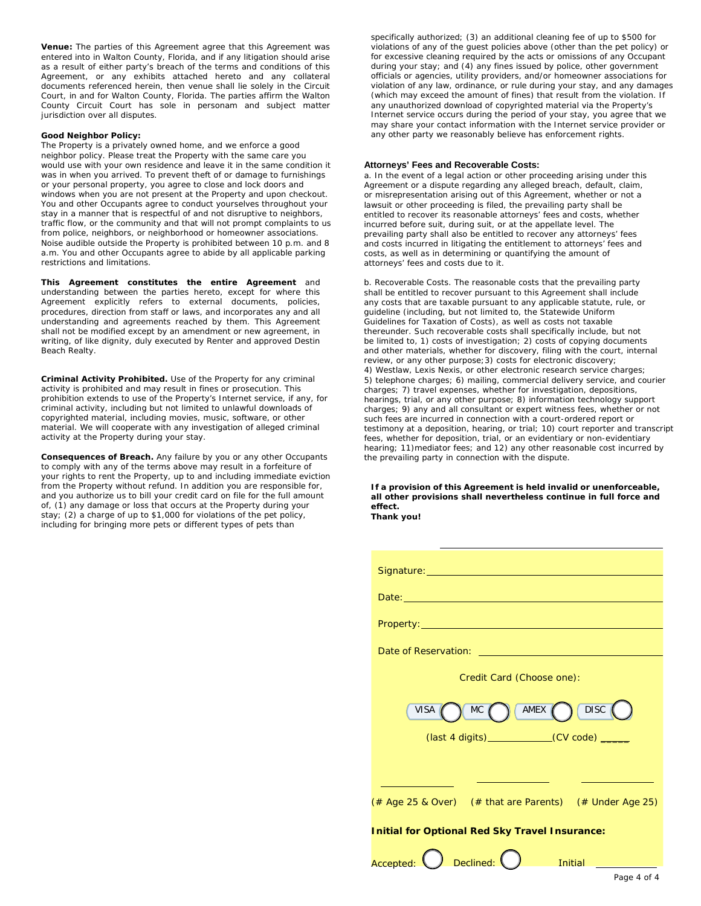**Venue:** The parties of this Agreement agree that this Agreement was entered into in Walton County, Florida, and if any litigation should arise as a result of either party's breach of the terms and conditions of this Agreement, or any exhibits attached hereto and any collateral documents referenced herein, then venue shall lie solely in the Circuit Court, in and for Walton County, Florida. The parties affirm the Walton County Circuit Court has sole in personam and subject matter jurisdiction over all disputes.

**Good Neighbor Policy:**
The Property is a privately owned home, and we enforce a good neighbor policy. Please treat the Property with the same care you would use with your own residence and leave it in the same condition it was in when you arrived. To prevent theft of or damage to furnishings or your personal property, you agree to close and lock doors and windows when you are not present at the Property and upon checkout. You and other Occupants agree to conduct yourselves throughout your stay in a manner that is respectful of and not disruptive to neighbors, traffic flow, or the community and that will not prompt complaints to us from police, neighbors, or neighborhood or homeowner associations. Noise audible outside the Property is prohibited between 10 p.m. and 8 a.m. You and other Occupants agree to abide by all applicable parking restrictions and limitations.

**This Agreement constitutes the entire Agreement** and understanding between the parties hereto, except for where this Agreement explicitly refers to external documents, policies, procedures, direction from staff or laws, and incorporates any and all understanding and agreements reached by them. This Agreement shall not be modified except by an amendment or new agreement, in writing, of like dignity, duly executed by Renter and approved Destin Beach Realty.

**Criminal Activity Prohibited.** Use of the Property for any criminal activity is prohibited and may result in fines or prosecution. This prohibition extends to use of the Property's Internet service, if any, for criminal activity, including but not limited to unlawful downloads of copyrighted material, including movies, music, software, or other material. We will cooperate with any investigation of alleged criminal activity at the Property during your stay.

**Consequences of Breach.** Any failure by you or any other Occupants to comply with any of the terms above may result in a forfeiture of your rights to rent the Property, up to and including immediate eviction from the Property without refund. In addition you are responsible for, and you authorize us to bill your credit card on file for the full amount of, (1) any damage or loss that occurs at the Property during your stay; (2) a charge of up to $1,000 for violations of the pet policy, including for bringing more pets or different types of pets than specifically authorized; (3) an additional cleaning fee of up to $500 for violations of any of the guest policies above (other than the pet policy) or for excessive cleaning required by the acts or omissions of any Occupant during your stay; and (4) any fines issued by police, other government officials or agencies, utility providers, and/or homeowner associations for violation of any law, ordinance, or rule during your stay, and any damages (which may exceed the amount of fines) that result from the violation. If any unauthorized download of copyrighted material via the Property's Internet service occurs during the period of your stay, you agree that we may share your contact information with the Internet service provider or any other party we reasonably believe has enforcement rights.

**Attorneys' Fees and Recoverable Costs:**

a. In the event of a legal action or other proceeding arising under this Agreement or a dispute regarding any alleged breach, default, claim, or misrepresentation arising out of this Agreement, whether or not a lawsuit or other proceeding is filed, the prevailing party shall be entitled to recover its reasonable attorneys' fees and costs, whether incurred before suit, during suit, or at the appellate level. The prevailing party shall also be entitled to recover any attorneys' fees and costs incurred in litigating the entitlement to attorneys' fees and costs, as well as in determining or quantifying the amount of attorneys' fees and costs due to it.

b. Recoverable Costs. The reasonable costs that the prevailing party shall be entitled to recover pursuant to this Agreement shall include any costs that are taxable pursuant to any applicable statute, rule, or guideline (including, but not limited to, the Statewide Uniform Guidelines for Taxation of Costs), as well as costs not taxable thereunder. Such recoverable costs shall specifically include, but not be limited to, 1) costs of investigation; 2) costs of copying documents and other materials, whether for discovery, filing with the court, internal review, or any other purpose;3) costs for electronic discovery; 4) Westlaw, Lexis Nexis, or other electronic research service charges; 5) telephone charges; 6) mailing, commercial delivery service, and courier charges; 7) travel expenses, whether for investigation, depositions, hearings, trial, or any other purpose; 8) information technology support charges; 9) any and all consultant or expert witness fees, whether or not such fees are incurred in connection with a court-ordered report or testimony at a deposition, hearing, or trial; 10) court reporter and transcript fees, whether for deposition, trial, or an evidentiary or non-evidentiary hearing; 11)mediator fees; and 12) any other reasonable cost incurred by the prevailing party in connection with the dispute.

**If a provision of this Agreement is held invalid or unenforceable, all other provisions shall nevertheless continue in full force and effect.**
**Thank you!**

Signature: ______________________

Date: ______________________

Property: ______________________

Date of Reservation: ______________________

Credit Card (Choose one):

VISA ○ MC ○ AMEX ○ DISC ○

(last 4 digits)__________(CV code) _____

__________ __________ __________

(# Age 25 & Over) (# that are Parents) (# Under Age 25)

**Initial for Optional Red Sky Travel Insurance:**

Accepted: ○ Declined: ○ Initial __________